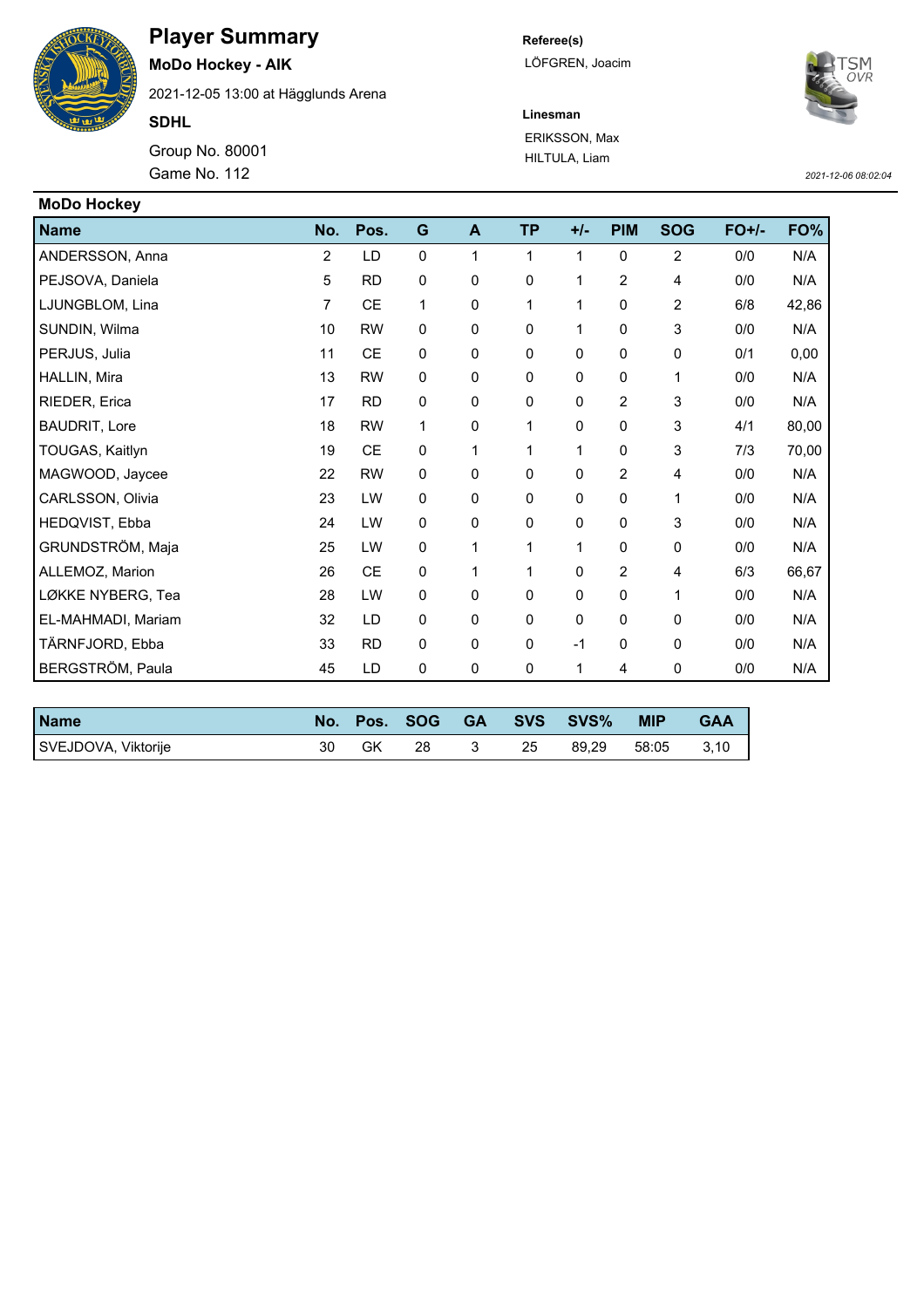# Player Summary

**MoDo Hockey - AIK**

2021-12-05 13:00 at Hägglunds Arena

**SDHL**

Group No. 80001

Game No. 112

**Referee(s)**

LÖFGREN, Joacim

**Linesman**

ERIKSSON, Max

HILTULA, Liam

*2021-12-06 08:02:04*

## MoDo Hockey

| Name | No. | Pos. | G | A | TP | +/- | PIM | SOG | FO+/- | FO% |
|---|---|---|---|---|---|---|---|---|---|---|
| ANDERSSON, Anna | 2 | LD | 0 | 1 | 1 | 1 | 0 | 2 | 0/0 | N/A |
| PEJSOVA, Daniela | 5 | RD | 0 | 0 | 0 | 1 | 2 | 4 | 0/0 | N/A |
| LJUNGBLOM, Lina | 7 | CE | 1 | 0 | 1 | 1 | 0 | 2 | 6/8 | 42,86 |
| SUNDIN, Wilma | 10 | RW | 0 | 0 | 0 | 1 | 0 | 3 | 0/0 | N/A |
| PERJUS, Julia | 11 | CE | 0 | 0 | 0 | 0 | 0 | 0 | 0/1 | 0,00 |
| HALLIN, Mira | 13 | RW | 0 | 0 | 0 | 0 | 0 | 1 | 0/0 | N/A |
| RIEDER, Erica | 17 | RD | 0 | 0 | 0 | 0 | 2 | 3 | 0/0 | N/A |
| BAUDRIT, Lore | 18 | RW | 1 | 0 | 1 | 0 | 0 | 3 | 4/1 | 80,00 |
| TOUGAS, Kaitlyn | 19 | CE | 0 | 1 | 1 | 1 | 0 | 3 | 7/3 | 70,00 |
| MAGWOOD, Jaycee | 22 | RW | 0 | 0 | 0 | 0 | 2 | 4 | 0/0 | N/A |
| CARLSSON, Olivia | 23 | LW | 0 | 0 | 0 | 0 | 0 | 1 | 0/0 | N/A |
| HEDQVIST, Ebba | 24 | LW | 0 | 0 | 0 | 0 | 0 | 3 | 0/0 | N/A |
| GRUNDSTRÖM, Maja | 25 | LW | 0 | 1 | 1 | 1 | 0 | 0 | 0/0 | N/A |
| ALLEMOZ, Marion | 26 | CE | 0 | 1 | 1 | 0 | 2 | 4 | 6/3 | 66,67 |
| LØKKE NYBERG, Tea | 28 | LW | 0 | 0 | 0 | 0 | 0 | 1 | 0/0 | N/A |
| EL-MAHMADI, Mariam | 32 | LD | 0 | 0 | 0 | 0 | 0 | 0 | 0/0 | N/A |
| TÄRNFJORD, Ebba | 33 | RD | 0 | 0 | 0 | -1 | 0 | 0 | 0/0 | N/A |
| BERGSTRÖM, Paula | 45 | LD | 0 | 0 | 0 | 1 | 4 | 0 | 0/0 | N/A |

| Name | No. | Pos. | SOG | GA | SVS | SVS% | MIP | GAA |
|---|---|---|---|---|---|---|---|---|
| SVEJDOVA, Viktorije | 30 | GK | 28 | 3 | 25 | 89,29 | 58:05 | 3,10 |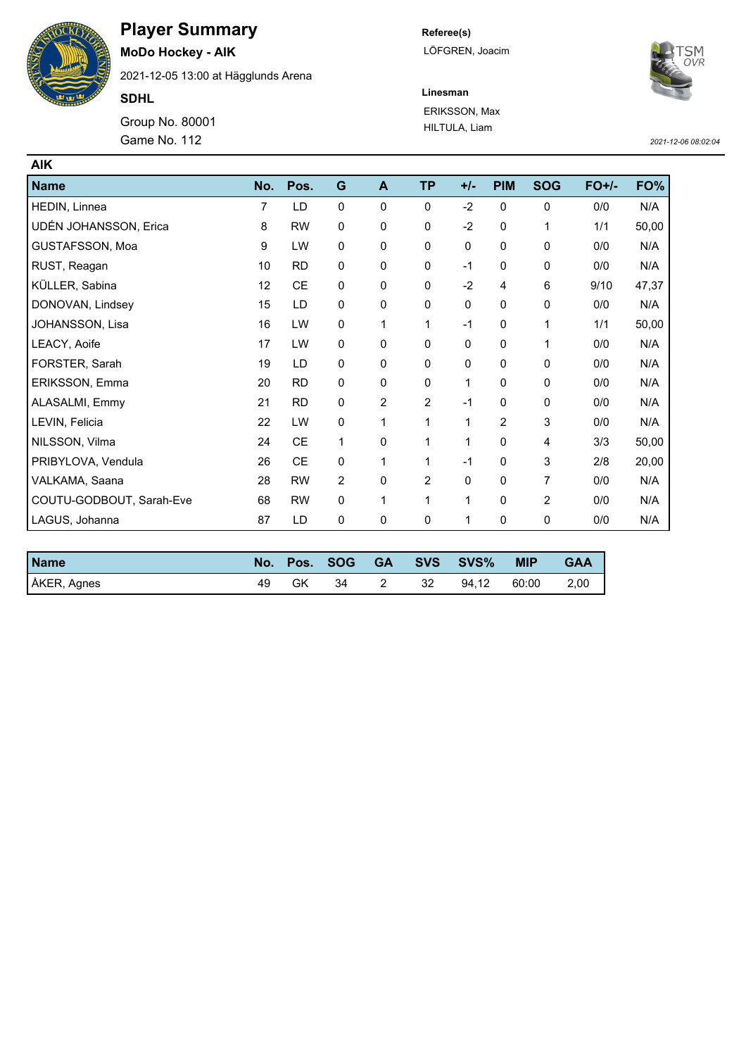# Player Summary

**MoDo Hockey - AIK**

2021-12-05 13:00 at Hägglunds Arena

**SDHL**

Group No. 80001

Game No. 112

**Referee(s)**

LÖFGREN, Joacim

**Linesman**

ERIKSSON, Max

HILTULA, Liam

*2021-12-06 08:02:04*

## AIK

| Name | No. | Pos. | G | A | TP | +/- | PIM | SOG | FO+/- | FO% |
|---|---|---|---|---|---|---|---|---|---|---|
| HEDIN, Linnea | 7 | LD | 0 | 0 | 0 | -2 | 0 | 0 | 0/0 | N/A |
| UDÉN JOHANSSON, Erica | 8 | RW | 0 | 0 | 0 | -2 | 0 | 1 | 1/1 | 50,00 |
| GUSTAFSSON, Moa | 9 | LW | 0 | 0 | 0 | 0 | 0 | 0 | 0/0 | N/A |
| RUST, Reagan | 10 | RD | 0 | 0 | 0 | -1 | 0 | 0 | 0/0 | N/A |
| KÜLLER, Sabina | 12 | CE | 0 | 0 | 0 | -2 | 4 | 6 | 9/10 | 47,37 |
| DONOVAN, Lindsey | 15 | LD | 0 | 0 | 0 | 0 | 0 | 0 | 0/0 | N/A |
| JOHANSSON, Lisa | 16 | LW | 0 | 1 | 1 | -1 | 0 | 1 | 1/1 | 50,00 |
| LEACY, Aoife | 17 | LW | 0 | 0 | 0 | 0 | 0 | 1 | 0/0 | N/A |
| FORSTER, Sarah | 19 | LD | 0 | 0 | 0 | 0 | 0 | 0 | 0/0 | N/A |
| ERIKSSON, Emma | 20 | RD | 0 | 0 | 0 | 1 | 0 | 0 | 0/0 | N/A |
| ALASALMI, Emmy | 21 | RD | 0 | 2 | 2 | -1 | 0 | 0 | 0/0 | N/A |
| LEVIN, Felicia | 22 | LW | 0 | 1 | 1 | 1 | 2 | 3 | 0/0 | N/A |
| NILSSON, Vilma | 24 | CE | 1 | 0 | 1 | 1 | 0 | 4 | 3/3 | 50,00 |
| PRIBYLOVA, Vendula | 26 | CE | 0 | 1 | 1 | -1 | 0 | 3 | 2/8 | 20,00 |
| VALKAMA, Saana | 28 | RW | 2 | 0 | 2 | 0 | 0 | 7 | 0/0 | N/A |
| COUTU-GODBOUT, Sarah-Eve | 68 | RW | 0 | 1 | 1 | 1 | 0 | 2 | 0/0 | N/A |
| LAGUS, Johanna | 87 | LD | 0 | 0 | 0 | 1 | 0 | 0 | 0/0 | N/A |

| Name | No. | Pos. | SOG | GA | SVS | SVS% | MIP | GAA |
|---|---|---|---|---|---|---|---|---|
| ÅKER, Agnes | 49 | GK | 34 | 2 | 32 | 94,12 | 60:00 | 2,00 |